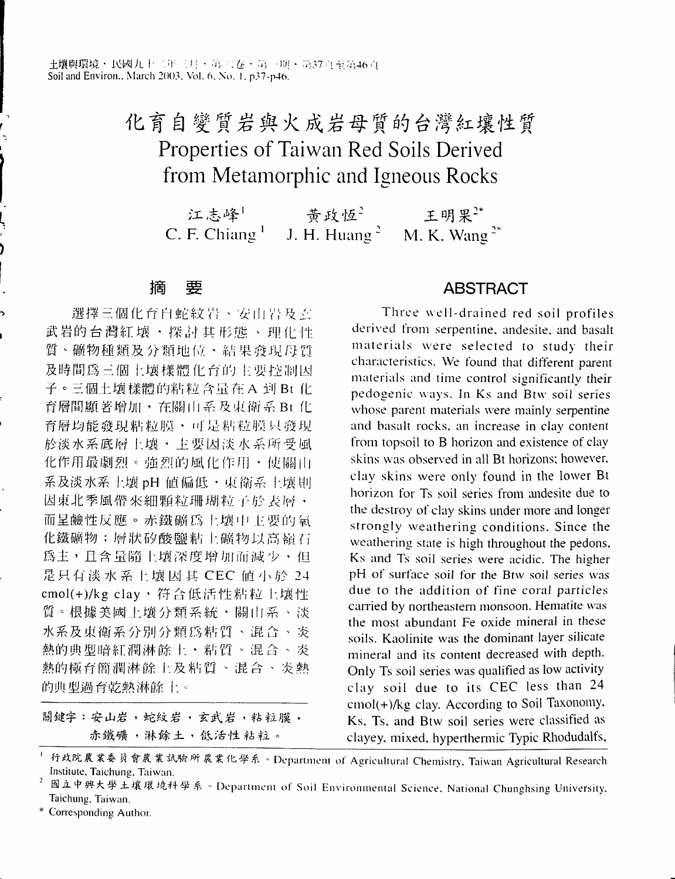# 化育自變質岩與火成岩母質的台灣紅壤性質

# Properties of Taiwan Red Soils Derived from Metamorphic and Igneous Rocks

江志峰[1]　　黃政恆[2]　　王明果[2*]

C. F. Chiang[1]　　J. H. Huang[2]　　M. K. Wang[2*]

## 摘　要

選擇三個化育自蛇紋岩、安山岩及玄武岩的台灣紅壤，探討其形態、理化性質、礦物種類及分類地位，結果發現母質及時間為三個土壤樣體化育的主要控制因子。三個土壤樣體的粘粒含量在A到Bt化育層間顯著增加，在關山系及東衛系Bt化育層均能發現粘粒膜，可是粘粒膜只發現於淡水系底層土壤，主要因淡水系所受風化作用最劇烈。強烈的風化作用，使關山系及淡水系土壤pH值偏低，東衛系土壤則因東北季風帶來細顆粒珊瑚粒子於表層，而呈鹼性反應。赤鐵礦為土壤中主要的氧化鐵礦物；層狀矽酸鹽粘土礦物以高嶺石為主，且含量隨土壤深度增加而減少，但是只有淡水系土壤因其CEC值小於24 cmol(+)/kg clay，符合低活性粘粒土壤性質。根據美國土壤分類系統，關山系、淡水系及東衛系分別分類為粘質、混合、炎熱的典型暗紅潤淋餘土，粘質、混合、炎熱的極育簡潤淋餘土及粘質、混合、炎熱的典型過育乾熱淋餘土。

**關鍵字：安山岩，蛇紋岩，玄武岩，粘粒膜，赤鐵礦，淋餘土，低活性粘粒。**

## ABSTRACT

Three well-drained red soil profiles derived from serpentine, andesite, and basalt materials were selected to study their characteristics. We found that different parent materials and time control significantly their pedogenic ways. In Ks and Btw soil series whose parent materials were mainly serpentine and basalt rocks, an increase in clay content from topsoil to B horizon and existence of clay skins was observed in all Bt horizons; however, clay skins were only found in the lower Bt horizon for Ts soil series from andesite due to the destroy of clay skins under more and longer strongly weathering conditions. Since the weathering state is high throughout the pedons, Ks and Ts soil series were acidic. The higher pH of surface soil for the Btw soil series was due to the addition of fine coral particles carried by northeastern monsoon. Hematite was the most abundant Fe oxide mineral in these soils. Kaolinite was the dominant layer silicate mineral and its content decreased with depth. Only Ts soil series was qualified as low activity clay soil due to its CEC less than 24 cmol(+)/kg clay. According to Soil Taxonomy, Ks, Ts, and Btw soil series were classified as clayey, mixed, hyperthermic Typic Rhodudalfs,

---

[1] 行政院農業委員會農業試驗所農業化學系。Department of Agricultural Chemistry, Taiwan Agricultural Research Institute, Taichung, Taiwan.

[2] 國立中興大學土壤環境科學系。Department of Soil Environmental Science, National Chunghsing University, Taichung, Taiwan.

\* Corresponding Author.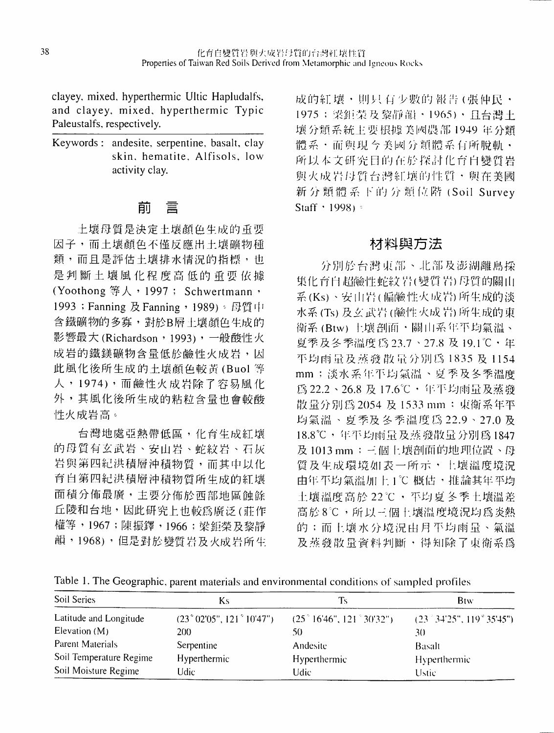clayey, mixed, hyperthermic Ultic Hapludalfs, and clayey, mixed, hyperthermic Typic Paleustalfs, respectively.

Keywords: andesite, serpentine, basalt, clay skin, hematite, Alfisols, low activity clay.

## 前　言

土壤母質是決定土壤顏色生成的重要因子，而土壤顏色不僅反應出土壤礦物種類，而且是評估土壤排水情況的指標，也是判斷土壤風化程度高低的重要依據 (Yoothong 等人，1997；Schwertmann，1993；Fanning 及 Fanning，1989)。母質中含鐵礦物的多寡，對於B層土壤顏色生成的影響最大 (Richardson，1993)，一般酸性火成岩的鐵鎂礦物含量低於鹼性火成岩，因此風化後所生成的土壤顏色較黃 (Buol 等人，1974)，而鹼性火成岩除了容易風化外，其風化後所生成的粘粒含量也會較酸性火成岩高。

台灣地處亞熱帶低區，化育生成紅壤的母質有玄武岩、安山岩、蛇紋岩、石灰岩與第四紀洪積層沖積物質，而其中以化育自第四紀洪積層沖積物質所生成的紅壤面積分佈最廣，主要分佈於西部地區蝕餘丘陵和台地，因此研究上也較為廣泛 (莊作權等，1967；陳振鐸，1966；梁鉅榮及黎靜韻，1968)，但是對於變質岩及火成岩所生成的紅壤，則只有少數的報告 (張仲民，1975；梁鉅榮及黎靜韻，1965)，且台灣土壤分類系統主要根據美國農部 1949 年分類體系，而與現今美國分類體系有所脫軌，所以本文研究目的在於探討化育自變質岩與火成岩母質台灣紅壤的性質，與在美國新分類體系下的分類位階 (Soil Survey Staff，1998)。

## 材料與方法

分別於台灣東部、北部及澎湖離島採集化育自超鹼性蛇紋岩(變質岩)母質的關山系 (Ks)、安山岩(偏鹼性火成岩)所生成的淡水系 (Ts) 及玄武岩(鹼性火成岩)所生成的東衛系 (Btw) 土壤剖面。關山系年平均氣溫、夏季及冬季溫度為 23.7、27.8 及 19.1℃，年平均雨量及蒸發散量分別為 1835 及 1154 mm；淡水系年平均氣溫、夏季及冬季溫度為 22.2、26.8 及 17.6℃，年平均雨量及蒸發散量分別為 2054 及 1533 mm；東衛系年平均氣溫、夏季及冬季溫度為 22.9、27.0 及 18.8℃，年平均雨量及蒸發散量分別為 1847 及 1013 mm；三個土壤剖面的地理位置、母質及生成環境如表一所示，土壤溫度境況由年平均氣溫加上 1℃ 概估，推論其年平均土壤溫度高於 22℃，平均夏冬季土壤溫差高於 8℃，所以三個土壤溫度境況均為炎熱的；而土壤水分境況由月平均雨量、氣溫及蒸發散量資料判斷，得知除了東衛系為

Table 1. The Geographic, parent materials and environmental conditions of sampled profiles

| Soil Series | Ks | Ts | Btw |
|---|---|---|---|
| Latitude and Longitude | (23°02'05", 121°10'47") | (25°16'46", 121°30'32") | (23°34'25", 119°35'45") |
| Elevation (M) | 200 | 50 | 30 |
| Parent Materials | Serpentine | Andesite | Basalt |
| Soil Temperature Regime | Hyperthermic | Hyperthermic | Hyperthermic |
| Soil Moisture Regime | Udic | Udic | Ustic |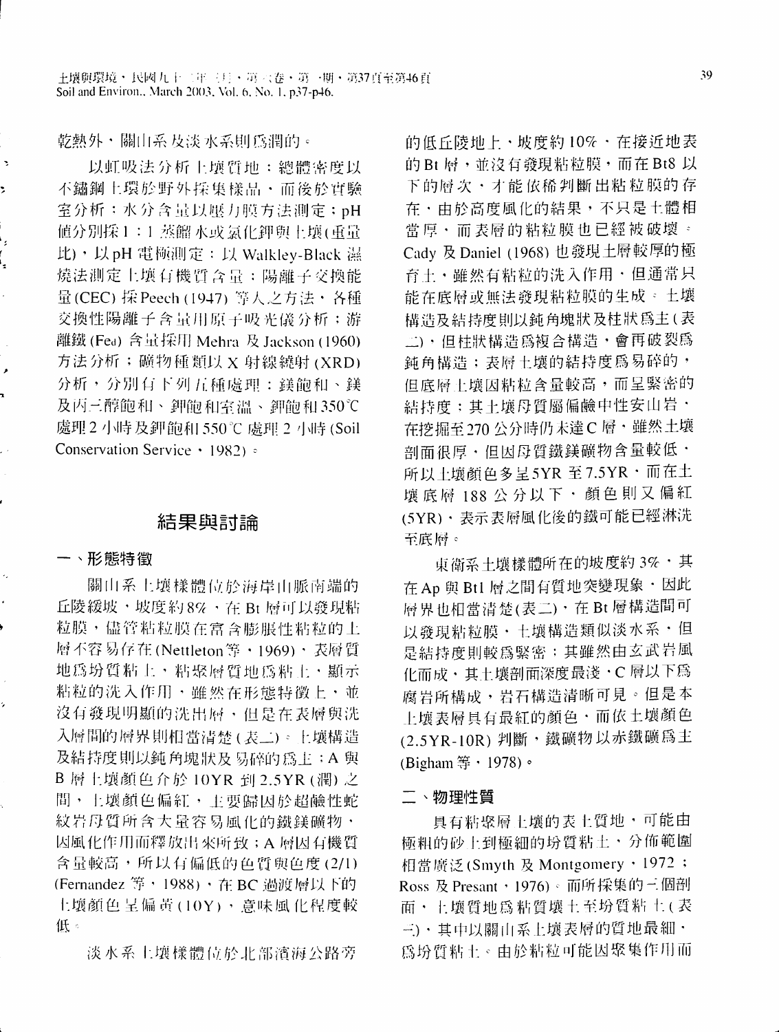乾熱外，關山系及淡水系則爲潤的。

以虹吸法分析土壤質地：總體密度以不鏽鋼土環於野外採集樣品，而後於實驗室分析；水分含量以壓力膜方法測定；pH值分別採1：1蒸餾水或氯化鉀與土壤(重量比)，以pH電極測定；以Walkley-Black 濕燒法測定土壤有機質含量；陽離子交換能量(CEC)採Peech (1947) 等人之方法，各種交換性陽離子含量用原子吸光儀分析；游離鐵(Fed) 含量採用Mehra 及Jackson (1960) 方法分析；礦物種類以X 射線繞射(XRD) 分析，分別有下列五種處理：鎂飽和、鎂及丙三醇飽和、鉀飽和室溫、鉀飽和350℃處理2小時及鉀飽和550℃處理2小時(Soil Conservation Service，1982)。

## 結果與討論

### 一、形態特徵

關山系土壤樣體位於海岸山脈南端的丘陵緩坡，坡度約8%，在Bt層可以發現粘粒膜，儘管粘粒膜在富含膨脹性粘粒的土層不容易存在(Nettleton等，1969)，表層質地爲坋質粘土，粘聚層質地爲粘土，顯示粘粒的洗入作用，雖然在形態特徵上，並沒有發現明顯的洗出層，但是在表層與洗入層間的層界則相當清楚(表二)。土壤構造及結持度則以鈍角塊狀及易碎的爲主；A 與B層土壤顏色介於10YR 到2.5YR (潤) 之間，土壤顏色偏紅，主要歸因於超鹼性蛇紋岩母質所含大量容易風化的鐵鎂礦物，因風化作用而釋放出來所致；A層因有機質含量較高，所以有偏低的色質與色度(2/1) (Fernandez 等，1988)，在BC過渡層以下的土壤顏色呈偏黃(10Y)，意味風化程度較低。

淡水系土壤樣體位於北部濱海公路旁的低丘陵地上，坡度約10%，在接近地表的Bt層，並沒有發現粘粒膜，而在Bt8 以下的層次，才能依稀判斷出粘粒膜的存在，由於高度風化的結果，不只是土體相當厚，而表層的粘粒膜也已經被破壞。Cady 及Daniel (1968) 也發現土層較厚的極育土，雖然有粘粒的洗入作用，但通常只能在底層或無法發現粘粒膜的生成。土壤構造及結持度則以鈍角塊狀及柱狀爲主(表二)，但柱狀構造爲複合構造，會再破裂爲鈍角構造；表層土壤的結持度爲易碎的，但底層土壤因粘粒含量較高，而呈緊密的結持度；其土壤母質屬偏鹼中性安山岩，在挖掘至270 公分時仍未達C層，雖然土壤剖面很厚，但因母質鐵鎂礦物含量較低，所以土壤顏色多呈5YR 至7.5YR，而在土壤底層188 公分以下，顏色則又偏紅(5YR)，表示表層風化後的鐵可能已經淋洗至底層。

東衛系土壤樣體所在的坡度約3%，其在Ap 與Bt1 層之間有質地突變現象，因此層界也相當清楚(表二)，在Bt層構造間可以發現粘粒膜，土壤構造類似淡水系，但是結持度則較爲緊密；其雖然由玄武岩風化而成，其土壤剖面深度最淺，C層以下爲腐岩所構成，岩石構造清晰可見。但是本土壤表層具有最紅的顏色，而依土壤顏色(2.5YR-10R) 判斷，鐵礦物以赤鐵礦爲主(Bigham 等，1978)。

### 二、物理性質

具有粘聚層土壤的表土質地，可能由極粗的砂土到極細的坋質粘土，分佈範圍相當廣泛(Smyth 及 Montgomery，1972；Ross 及 Presant，1976)。而所採集的三個剖面，土壤質地爲粘質壤土至坋質粘土(表三)，其中以關山系土壤表層的質地最細，爲坋質粘土。由於粘粒可能因聚集作用而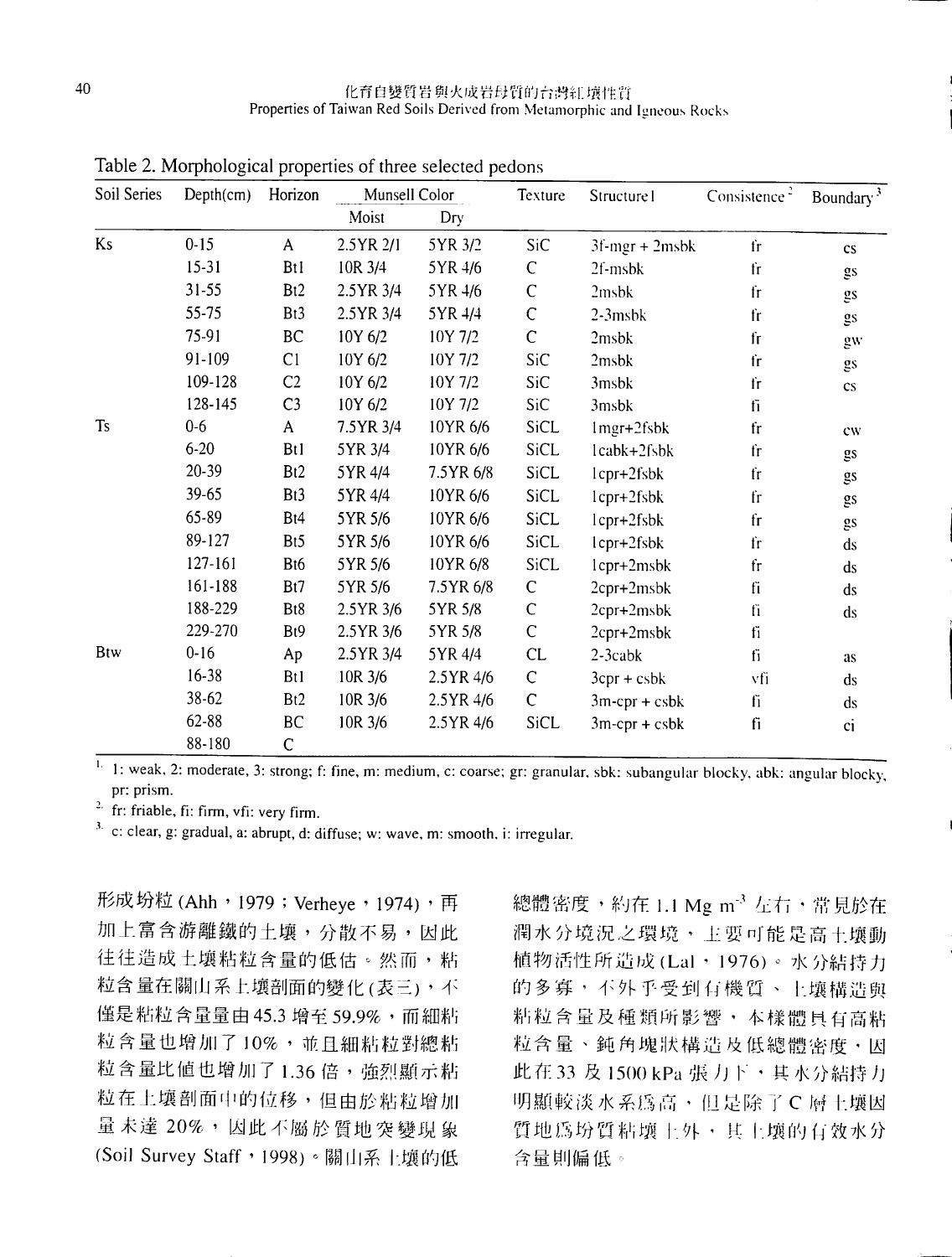Table 2. Morphological properties of three selected pedons

| Soil Series | Depth(cm) | Horizon | Munsell Color | | Texture | Structure[1] | Consistence[2] | Boundary[3] |
|---|---|---|---|---|---|---|---|---|
| | | | Moist | Dry | | | | |
| Ks | 0-15 | A | 2.5YR 2/1 | 5YR 3/2 | SiC | 3f-mgr + 2msbk | fr | cs |
| | 15-31 | Bt1 | 10R 3/4 | 5YR 4/6 | C | 2f-msbk | fr | gs |
| | 31-55 | Bt2 | 2.5YR 3/4 | 5YR 4/6 | C | 2msbk | fr | gs |
| | 55-75 | Bt3 | 2.5YR 3/4 | 5YR 4/4 | C | 2-3msbk | fr | gs |
| | 75-91 | BC | 10Y 6/2 | 10Y 7/2 | C | 2msbk | fr | gw |
| | 91-109 | C1 | 10Y 6/2 | 10Y 7/2 | SiC | 2msbk | fr | gs |
| | 109-128 | C2 | 10Y 6/2 | 10Y 7/2 | SiC | 3msbk | fr | cs |
| | 128-145 | C3 | 10Y 6/2 | 10Y 7/2 | SiC | 3msbk | fi | |
| Ts | 0-6 | A | 7.5YR 3/4 | 10YR 6/6 | SiCL | 1mgr+2fsbk | fr | cw |
| | 6-20 | Bt1 | 5YR 3/4 | 10YR 6/6 | SiCL | 1cabk+2fsbk | fr | gs |
| | 20-39 | Bt2 | 5YR 4/4 | 7.5YR 6/8 | SiCL | 1cpr+2fsbk | fr | gs |
| | 39-65 | Bt3 | 5YR 4/4 | 10YR 6/6 | SiCL | 1cpr+2fsbk | fr | gs |
| | 65-89 | Bt4 | 5YR 5/6 | 10YR 6/6 | SiCL | 1cpr+2fsbk | fr | gs |
| | 89-127 | Bt5 | 5YR 5/6 | 10YR 6/6 | SiCL | 1cpr+2fsbk | fr | ds |
| | 127-161 | Bt6 | 5YR 5/6 | 10YR 6/8 | SiCL | 1cpr+2msbk | fr | ds |
| | 161-188 | Bt7 | 5YR 5/6 | 7.5YR 6/8 | C | 2cpr+2msbk | fi | ds |
| | 188-229 | Bt8 | 2.5YR 3/6 | 5YR 5/8 | C | 2cpr+2msbk | fi | ds |
| | 229-270 | Bt9 | 2.5YR 3/6 | 5YR 5/8 | C | 2cpr+2msbk | fi | |
| Btw | 0-16 | Ap | 2.5YR 3/4 | 5YR 4/4 | CL | 2-3cabk | fi | as |
| | 16-38 | Bt1 | 10R 3/6 | 2.5YR 4/6 | C | 3cpr + csbk | vfi | ds |
| | 38-62 | Bt2 | 10R 3/6 | 2.5YR 4/6 | C | 3m-cpr + csbk | fi | ds |
| | 62-88 | BC | 10R 3/6 | 2.5YR 4/6 | SiCL | 3m-cpr + csbk | fi | ci |
| | 88-180 | C | | | | | | |

[1] 1: weak, 2: moderate, 3: strong; f: fine, m: medium, c: coarse; gr: granular, sbk: subangular blocky, abk: angular blocky, pr: prism.

[2] fr: friable, fi: firm, vfi: very firm.

[3] c: clear, g: gradual, a: abrupt, d: diffuse; w: wave, m: smooth, i: irregular.

形成坋粒 (Ahh，1979；Verheye，1974)，再加上富含游離鐵的土壤，分散不易，因此往往造成土壤粘粒含量的低估。然而，粘粒含量在關山系土壤剖面的變化(表三)，不僅是粘粒含量量由45.3 增至 59.9%，而細粘粒含量也增加了 10%，並且細粘粒對總粘粒含量比值也增加了 1.36 倍，強烈顯示粘粒在土壤剖面中的位移，但由於粘粒增加量未達 20%，因此不屬於質地突變現象 (Soil Survey Staff，1998)。關山系土壤的低總體密度，約在 1.1 Mg $m^{-3}$ 左右，常見於在潤水分境況之環境，主要可能是高土壤動植物活性所造成 (Lal，1976)。水分結持力的多寡，不外乎受到有機質、土壤構造與粘粒含量及種類所影響，本樣體具有高粘粒含量、鈍角塊狀構造及低總體密度，因此在 33 及 1500 kPa 張力下，其水分結持力明顯較淡水系爲高，但是除了 C 層土壤因質地爲坋質粘壤土外，其土壤的有效水分含量則偏低。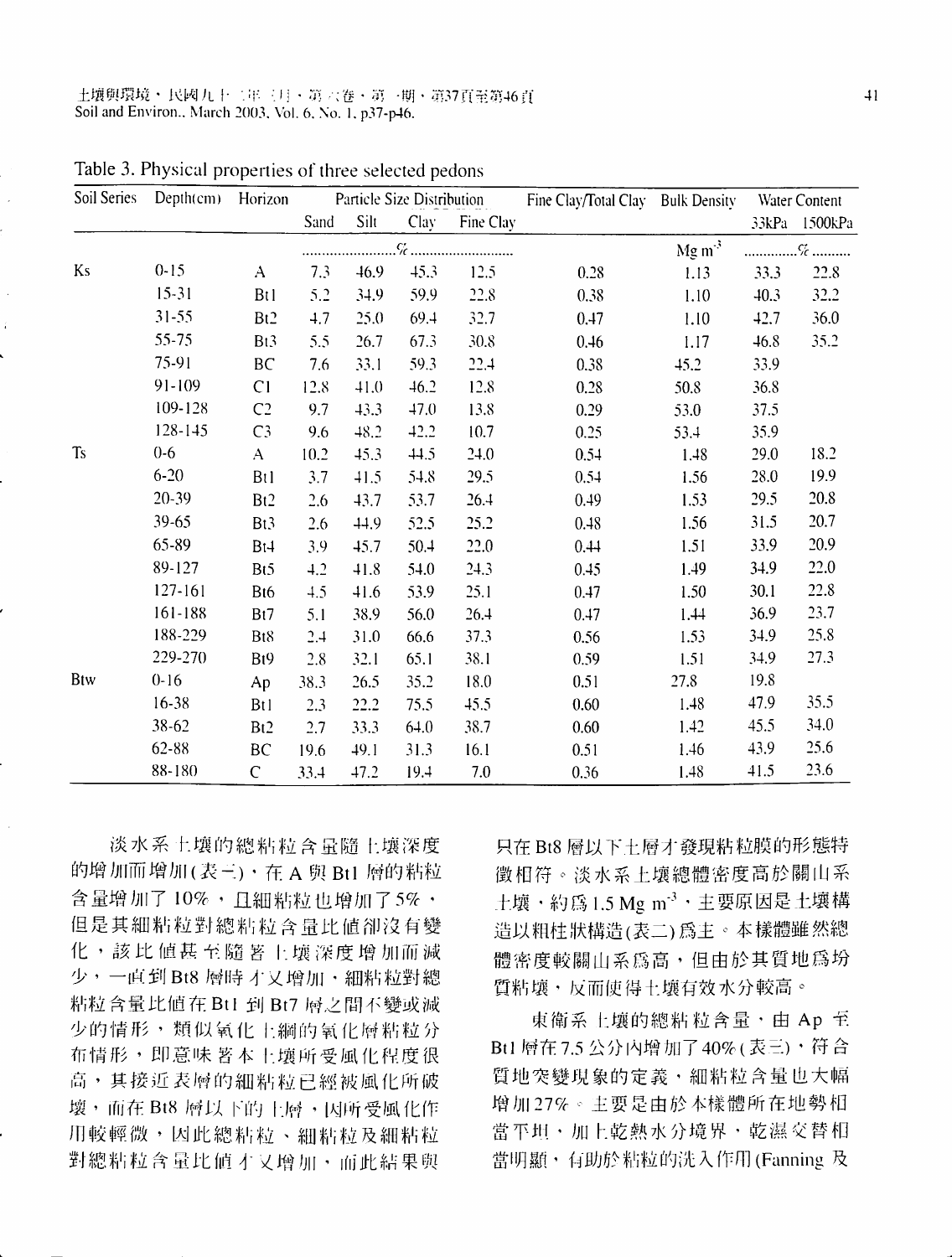Table 3. Physical properties of three selected pedons

| Soil Series | Depth(cm) | Horizon | Particle Size Distribution | | | | Fine Clay/Total Clay | Bulk Density | Water Content | |
|---|---|---|---|---|---|---|---|---|---|---|
| | | | Sand | Silt | Clay | Fine Clay | | | 33kPa | 1500kPa |
| | | | ......................%...................... | | | | | $Mg\ m^{-3}$ | ............%.......... | |
| Ks | 0-15 | A | 7.3 | 46.9 | 45.3 | 12.5 | 0.28 | 1.13 | 33.3 | 22.8 |
| | 15-31 | Bt1 | 5.2 | 34.9 | 59.9 | 22.8 | 0.38 | 1.10 | 40.3 | 32.2 |
| | 31-55 | Bt2 | 4.7 | 25.0 | 69.4 | 32.7 | 0.47 | 1.10 | 42.7 | 36.0 |
| | 55-75 | Bt3 | 5.5 | 26.7 | 67.3 | 30.8 | 0.46 | 1.17 | 46.8 | 35.2 |
| | 75-91 | BC | 7.6 | 33.1 | 59.3 | 22.4 | 0.38 | 45.2 | 33.9 | |
| | 91-109 | C1 | 12.8 | 41.0 | 46.2 | 12.8 | 0.28 | 50.8 | 36.8 | |
| | 109-128 | C2 | 9.7 | 43.3 | 47.0 | 13.8 | 0.29 | 53.0 | 37.5 | |
| | 128-145 | C3 | 9.6 | 48.2 | 42.2 | 10.7 | 0.25 | 53.4 | 35.9 | |
| Ts | 0-6 | A | 10.2 | 45.3 | 44.5 | 24.0 | 0.54 | 1.48 | 29.0 | 18.2 |
| | 6-20 | Bt1 | 3.7 | 41.5 | 54.8 | 29.5 | 0.54 | 1.56 | 28.0 | 19.9 |
| | 20-39 | Bt2 | 2.6 | 43.7 | 53.7 | 26.4 | 0.49 | 1.53 | 29.5 | 20.8 |
| | 39-65 | Bt3 | 2.6 | 44.9 | 52.5 | 25.2 | 0.48 | 1.56 | 31.5 | 20.7 |
| | 65-89 | Bt4 | 3.9 | 45.7 | 50.4 | 22.0 | 0.44 | 1.51 | 33.9 | 20.9 |
| | 89-127 | Bt5 | 4.2 | 41.8 | 54.0 | 24.3 | 0.45 | 1.49 | 34.9 | 22.0 |
| | 127-161 | Bt6 | 4.5 | 41.6 | 53.9 | 25.1 | 0.47 | 1.50 | 30.1 | 22.8 |
| | 161-188 | Bt7 | 5.1 | 38.9 | 56.0 | 26.4 | 0.47 | 1.44 | 36.9 | 23.7 |
| | 188-229 | Bt8 | 2.4 | 31.0 | 66.6 | 37.3 | 0.56 | 1.53 | 34.9 | 25.8 |
| | 229-270 | Bt9 | 2.8 | 32.1 | 65.1 | 38.1 | 0.59 | 1.51 | 34.9 | 27.3 |
| Btw | 0-16 | Ap | 38.3 | 26.5 | 35.2 | 18.0 | 0.51 | 27.8 | 19.8 | |
| | 16-38 | Bt1 | 2.3 | 22.2 | 75.5 | 45.5 | 0.60 | 1.48 | 47.9 | 35.5 |
| | 38-62 | Bt2 | 2.7 | 33.3 | 64.0 | 38.7 | 0.60 | 1.42 | 45.5 | 34.0 |
| | 62-88 | BC | 19.6 | 49.1 | 31.3 | 16.1 | 0.51 | 1.46 | 43.9 | 25.6 |
| | 88-180 | C | 33.4 | 47.2 | 19.4 | 7.0 | 0.36 | 1.48 | 41.5 | 23.6 |

淡水系土壤的總粘粒含量隨土壤深度的增加而增加(表三)，在A與Bt1層的粘粒含量增加了10%，且細粘粒也增加了5%，但是其細粘粒對總粘粒含量比值卻沒有變化，該比值甚至隨著土壤深度增加而減少，一直到Bt8層時才又增加，細粘粒對總粘粒含量比值在Bt1到Bt7層之間不變或減少的情形，類似氧化土綱的氧化層粘粒分布情形，即意味著本土壤所受風化程度很高，其接近表層的細粘粒已經被風化所破壞，而在Bt8層以下的土層，因所受風化作用較輕微，因此總粘粒、細粘粒及細粘粒對總粘粒含量比值才又增加，而此結果與只在Bt8層以下土層才發現粘粒膜的形態特徵相符。淡水系土壤總體密度高於關山系土壤，約爲1.5 $Mg\ m^{-3}$，主要原因是土壤構造以粗柱狀構造(表二)爲主。本樣體雖然總體密度較關山系爲高，但由於其質地爲坋質粘壤，反而使得土壤有效水分較高。

東衛系土壤的總粘粒含量，由Ap至Bt1層在7.5公分內增加了40%(表三)，符合質地突變現象的定義，細粘粒含量也大幅增加27%。主要是由於本樣體所在地勢相當平坦，加上乾熱水分境界，乾濕交替相當明顯，有助於粘粒的洗入作用(Fanning 及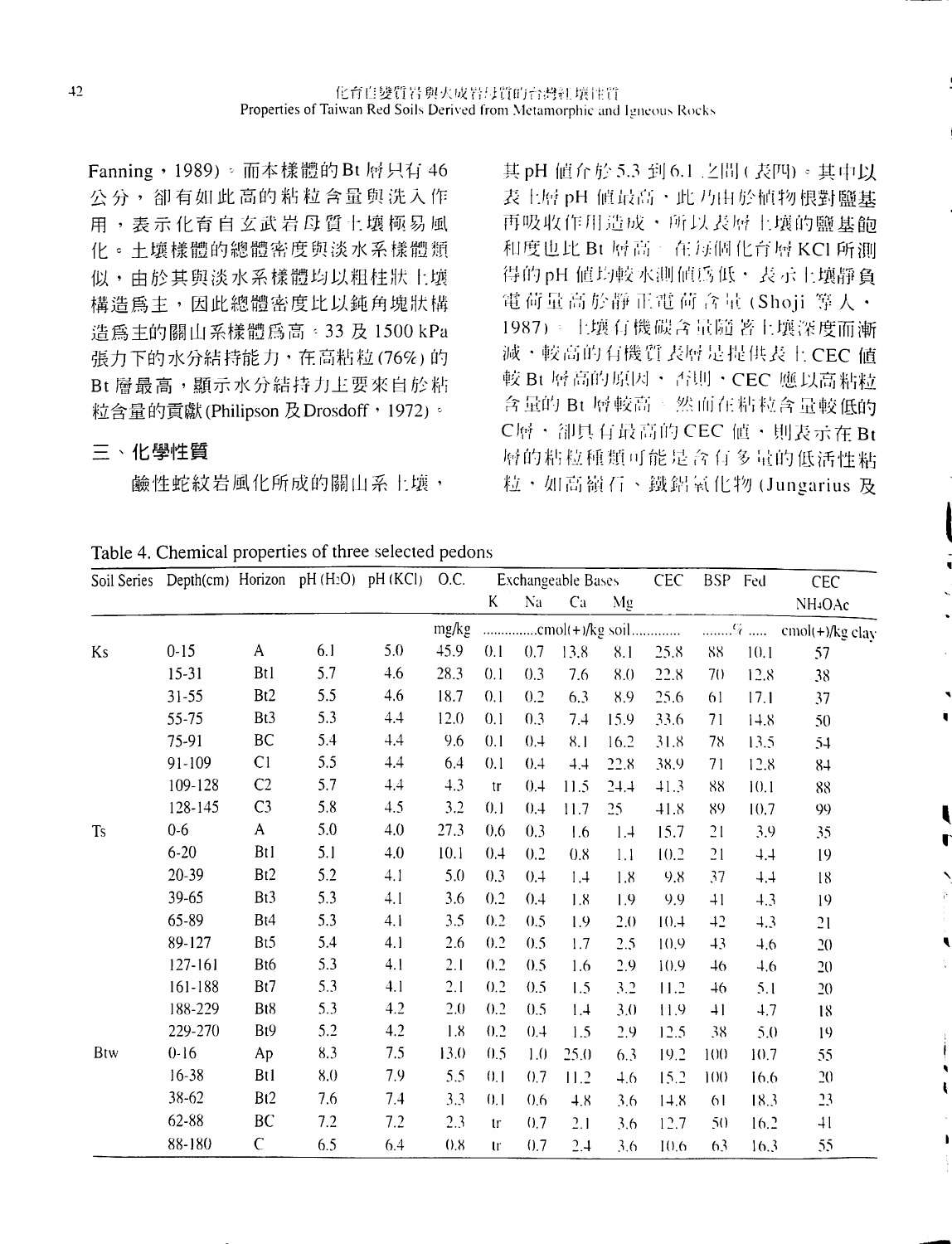Fanning，1989)。而本樣體的Bt層只有46公分，卻有如此高的粘粒含量與洗入作用，表示化育自玄武岩母質土壤極易風化。土壤樣體的總體密度與淡水系樣體類似，由於其與淡水系樣體均以粗柱狀土壤構造為主，因此總體密度比以鈍角塊狀構造為主的關山系樣體為高。33及1500 kPa張力下的水分結持能力，在高粘粒(76%)的Bt層最高，顯示水分結持力主要來自於粘粒含量的貢獻(Philipson 及 Drosdoff，1972)。

## 三、化學性質

鹼性蛇紋岩風化所成的關山系土壤，其pH值介於5.3到6.1之間(表四)。其中以表土層pH值最高，此乃由於植物根對鹽基再吸收作用造成，所以表層土壤的鹽基飽和度也比Bt層高。在每個化育層KCl所測得的pH值均較水測值為低，表示土壤靜負電荷量高於靜正電荷含量(Shoji 等人，1987)。土壤有機碳含量隨著土壤深度而漸減，較高的有機質表層是提供表土CEC值較Bt層高的原因，否則，CEC應以高粘粒含量的Bt層較高。然而在粘粒含量較低的C層，卻具有最高的CEC值，則表示在Bt層的粘粒種類可能是含有多量的低活性粘粒，如高嶺石、鐵鋁氧化物(Jungarius 及

Table 4. Chemical properties of three selected pedons

| Soil Series | Depth(cm) | Horizon | pH ($H_2O$) | pH (KCl) | O.C. | Exchangeable Bases | | | | CEC | BSP | Fed | CEC $NH_4OAc$ |
|---|---|---|---|---|---|---|---|---|---|---|---|---|---|
| | | | | | | K | Na | Ca | Mg | | | | |
| | | | | | mg/kg | ...............cmol(+)/kg soil............. | | | | | ........% ..... | | cmol(+)/kg clay |
| Ks | 0-15 | A | 6.1 | 5.0 | 45.9 | 0.1 | 0.7 | 13.8 | 8.1 | 25.8 | 88 | 10.1 | 57 |
| | 15-31 | Bt1 | 5.7 | 4.6 | 28.3 | 0.1 | 0.3 | 7.6 | 8.0 | 22.8 | 70 | 12.8 | 38 |
| | 31-55 | Bt2 | 5.5 | 4.6 | 18.7 | 0.1 | 0.2 | 6.3 | 8.9 | 25.6 | 61 | 17.1 | 37 |
| | 55-75 | Bt3 | 5.3 | 4.4 | 12.0 | 0.1 | 0.3 | 7.4 | 15.9 | 33.6 | 71 | 14.8 | 50 |
| | 75-91 | BC | 5.4 | 4.4 | 9.6 | 0.1 | 0.4 | 8.1 | 16.2 | 31.8 | 78 | 13.5 | 54 |
| | 91-109 | C1 | 5.5 | 4.4 | 6.4 | 0.1 | 0.4 | 4.4 | 22.8 | 38.9 | 71 | 12.8 | 84 |
| | 109-128 | C2 | 5.7 | 4.4 | 4.3 | tr | 0.4 | 11.5 | 24.4 | 41.3 | 88 | 10.1 | 88 |
| | 128-145 | C3 | 5.8 | 4.5 | 3.2 | 0.1 | 0.4 | 11.7 | 25 | 41.8 | 89 | 10.7 | 99 |
| Ts | 0-6 | A | 5.0 | 4.0 | 27.3 | 0.6 | 0.3 | 1.6 | 1.4 | 15.7 | 21 | 3.9 | 35 |
| | 6-20 | Bt1 | 5.1 | 4.0 | 10.1 | 0.4 | 0.2 | 0.8 | 1.1 | 10.2 | 21 | 4.4 | 19 |
| | 20-39 | Bt2 | 5.2 | 4.1 | 5.0 | 0.3 | 0.4 | 1.4 | 1.8 | 9.8 | 37 | 4.4 | 18 |
| | 39-65 | Bt3 | 5.3 | 4.1 | 3.6 | 0.2 | 0.4 | 1.8 | 1.9 | 9.9 | 41 | 4.3 | 19 |
| | 65-89 | Bt4 | 5.3 | 4.1 | 3.5 | 0.2 | 0.5 | 1.9 | 2.0 | 10.4 | 42 | 4.3 | 21 |
| | 89-127 | Bt5 | 5.4 | 4.1 | 2.6 | 0.2 | 0.5 | 1.7 | 2.5 | 10.9 | 43 | 4.6 | 20 |
| | 127-161 | Bt6 | 5.3 | 4.1 | 2.1 | 0.2 | 0.5 | 1.6 | 2.9 | 10.9 | 46 | 4.6 | 20 |
| | 161-188 | Bt7 | 5.3 | 4.1 | 2.1 | 0.2 | 0.5 | 1.5 | 3.2 | 11.2 | 46 | 5.1 | 20 |
| | 188-229 | Bt8 | 5.3 | 4.2 | 2.0 | 0.2 | 0.5 | 1.4 | 3.0 | 11.9 | 41 | 4.7 | 18 |
| | 229-270 | Bt9 | 5.2 | 4.2 | 1.8 | 0.2 | 0.4 | 1.5 | 2.9 | 12.5 | 38 | 5.0 | 19 |
| Btw | 0-16 | Ap | 8.3 | 7.5 | 13.0 | 0.5 | 1.0 | 25.0 | 6.3 | 19.2 | 100 | 10.7 | 55 |
| | 16-38 | Bt1 | 8.0 | 7.9 | 5.5 | 0.1 | 0.7 | 11.2 | 4.6 | 15.2 | 100 | 16.6 | 20 |
| | 38-62 | Bt2 | 7.6 | 7.4 | 3.3 | 0.1 | 0.6 | 4.8 | 3.6 | 14.8 | 61 | 18.3 | 23 |
| | 62-88 | BC | 7.2 | 7.2 | 2.3 | tr | 0.7 | 2.1 | 3.6 | 12.7 | 50 | 16.2 | 41 |
| | 88-180 | C | 6.5 | 6.4 | 0.8 | tr | 0.7 | 2.4 | 3.6 | 10.6 | 63 | 16.3 | 55 |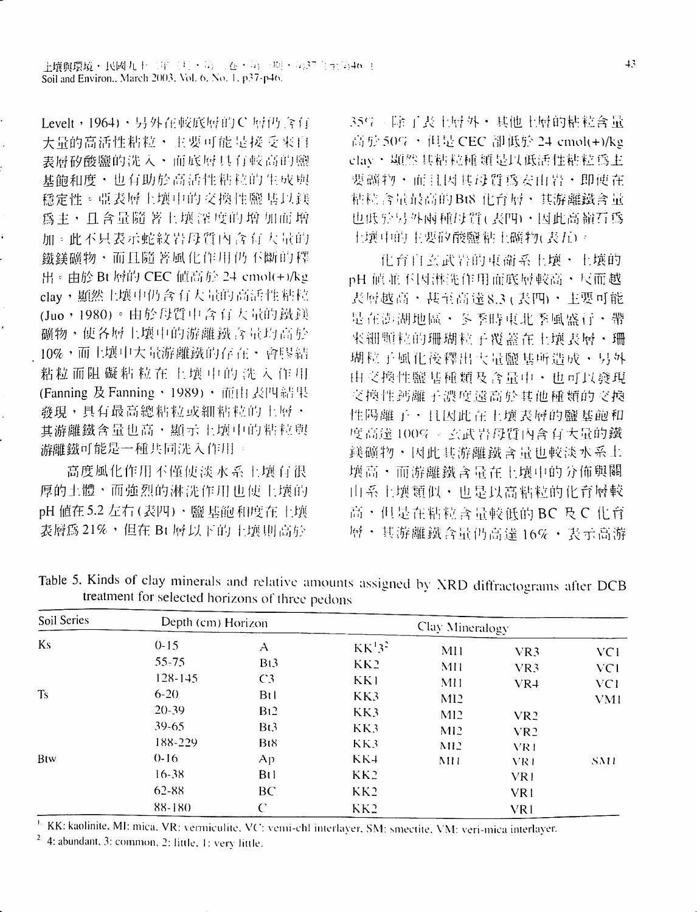Levelt，1964)，另外在較底層的C層仍含有大量的高活性粘粒，主要可能是接受來自表層矽酸鹽的洗入，而底層具有較高的鹽基飽和度，也有助於高活性粘粒的生成與穩定性。亞表層土壤中的交換性鹽基以鎂為主，且含量隨著土壤深度的增加而增加。此不只表示蛇紋岩母質內含有大量的鐵鎂礦物，而且隨著風化作用仍不斷的釋出。由於 Bt 層的 CEC 值高於 24 cmol(+)/kg clay，顯然土壤中仍含有大量的高活性粘粒 (Juo，1980)。由於母質中含有大量的鐵鎂礦物，使各層土壤中的游離鐵含量均高於 10%，而土壤中大量游離鐵的存在，會膠結粘粒而阻礙粘粒在土壤中的洗入作用 (Fanning 及 Fanning，1989)，而由表四結果發現，具有最高總粘粒或細粘粒的土層，其游離鐵含量也高，顯示土壤中的粘粒與游離鐵可能是一種共同洗入作用。

高度風化作用不僅使淡水系土壤有很厚的土體，而強烈的淋洗作用也使土壤的 pH 值在5.2 左右(表四)，鹽基飽和度在土壤表層為 21%，但在 Bt 層以下的土壤則高於 35%。除了表土層外，其他土層的粘粒含量高於 50%，但是 CEC 卻低於 24 cmol(+)/kg clay，顯然其粘粒種類是以低活性粘粒為主要礦物，而且因其母質為安山岩，即使在粘粒含量最高的Bt8 化育層，其游離鐵含量也低於另外兩種母質(表四)，因此高嶺石為土壤中的主要矽酸鹽粘土礦物(表五)。

化育自玄武岩的東衛系土壤，土壤的 pH 值並不因淋洗作用而底層較高，反而越表層越高，甚至高達8.3 (表四)，主要可能是在澎湖地區，冬季時東北季風盛行，帶來細顆粒的珊瑚粒子覆蓋在土壤表層，珊瑚粒子風化後釋出大量鹽基所造成，另外由交換性鹽基種類及含量中，也可以發現交換性鈣離子濃度遠高於其他種類的交換性陽離子，且因此在土壤表層的鹽基飽和度高達 100%。玄武岩母質內含有大量的鐵鎂礦物，因此其游離鐵含量也較淡水系土壤高，而游離鐵含量在土壤中的分佈與關山系土壤類似，也是以高粘粒的化育層較高，但是在粘粒含量較低的 BC 及 C 化育層，其游離鐵含量仍高達 16%，表示高游

Table 5. Kinds of clay minerals and relative amounts assigned by XRD diffractograms after DCB treatment for selected horizons of three pedons

| Soil Series | Depth (cm) | Horizon | Clay Mineralogy | | | |
|---|---|---|---|---|---|---|
| Ks | 0-15 | A | KK[1]3[2] | MI1 | VR3 | VC1 |
| | 55-75 | Bt3 | KK2 | MI1 | VR3 | VC1 |
| | 128-145 | C3 | KK1 | MI1 | VR4 | VC1 |
| Ts | 6-20 | Bt1 | KK3 | MI2 | | VM1 |
| | 20-39 | Bt2 | KK3 | MI2 | VR2 | |
| | 39-65 | Bt3 | KK3 | MI2 | VR2 | |
| | 188-229 | Bt8 | KK3 | MI2 | VR1 | |
| Btw | 0-16 | Ap | KK4 | MI1 | VR1 | SM1 |
| | 16-38 | Bt1 | KK2 | | VR1 | |
| | 62-88 | BC | KK2 | | VR1 | |
| | 88-180 | C | KK2 | | VR1 | |

[1] KK: kaolinite, MI: mica, VR: vermiculite, VC: vemi-chl interlayer, SM: smectite, VM: veri-mica interlayer.

[2] 4: abundant, 3: common, 2: little, 1: very little.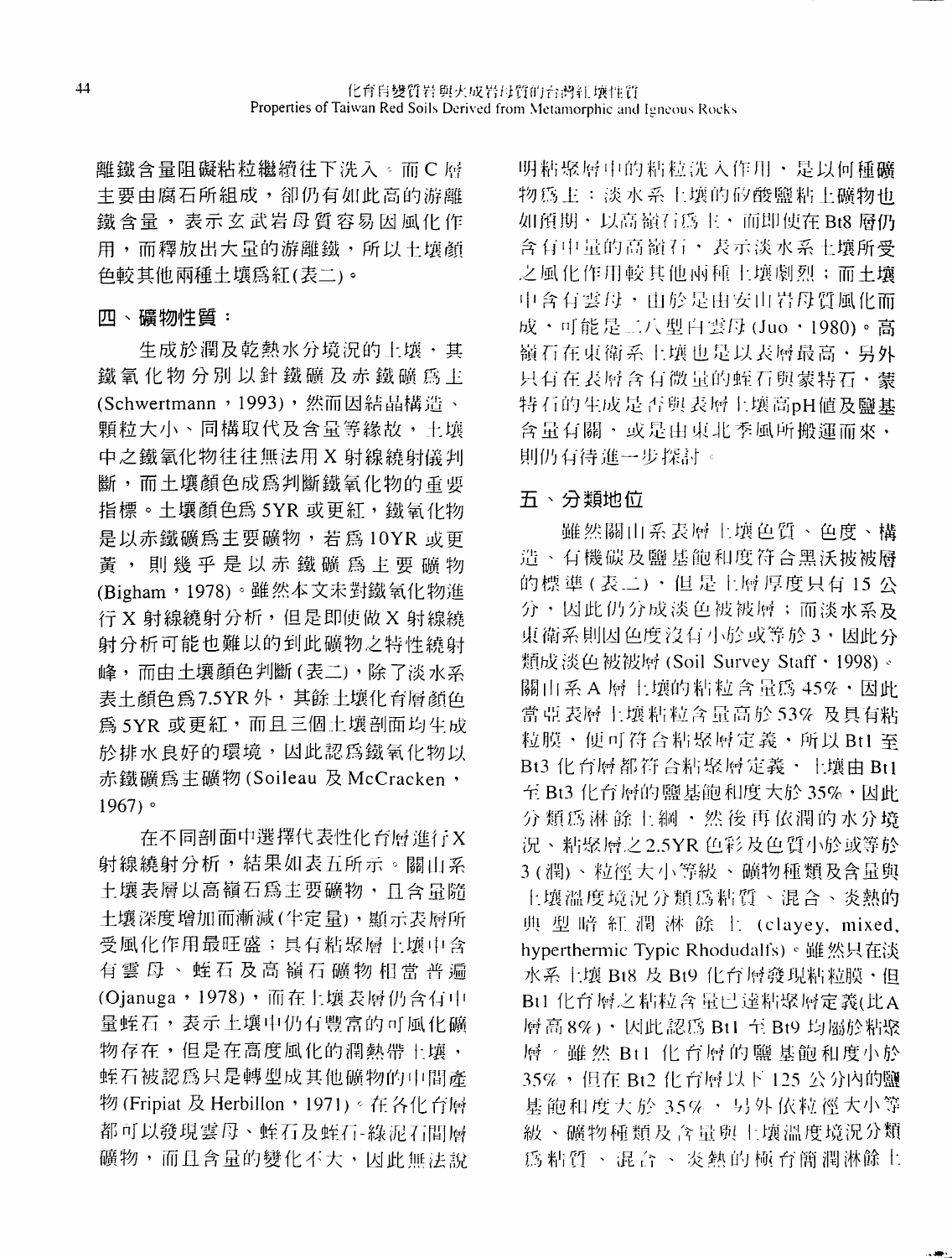離鐵含量阻礙粘粒繼續往下洗入。而C層主要由腐石所組成，卻仍有如此高的游離鐵含量，表示玄武岩母質容易因風化作用，而釋放出大量的游離鐵，所以土壤顏色較其他兩種土壤爲紅(表二)。

## 四、礦物性質：

生成於潤及乾熱水分境況的土壤，其鐵氧化物分別以針鐵礦及赤鐵礦爲主(Schwertmann，1993)，然而因結晶構造、顆粒大小、同構取代及含量等緣故，土壤中之鐵氧化物往往無法用X射線繞射儀判斷，而土壤顏色成爲判斷鐵氧化物的重要指標。土壤顏色爲5YR或更紅，鐵氧化物是以赤鐵礦爲主要礦物，若爲10YR或更黃，則幾乎是以赤鐵礦爲主要礦物(Bigham，1978)。雖然本文未對鐵氧化物進行X射線繞射分析，但是即使做X射線繞射分析可能也難以的到此礦物之特性繞射峰，而由土壤顏色判斷(表二)，除了淡水系表土顏色爲7.5YR外，其餘土壤化育層顏色爲5YR或更紅，而且三個土壤剖面均生成於排水良好的環境，因此認爲鐵氧化物以赤鐵礦爲主礦物(Soileau 及 McCracken，1967)。

在不同剖面中選擇代表性化育層進行X射線繞射分析，結果如表五所示。關山系土壤表層以高嶺石爲主要礦物，且含量隨土壤深度增加而漸減(半定量)，顯示表層所受風化作用最旺盛；具有粘聚層土壤中含有雲母、蛭石及高嶺石礦物相當普遍(Ojanuga，1978)，而在土壤表層仍含有中量蛭石，表示土壤中仍有豐富的可風化礦物存在，但是在高度風化的潤熱帶土壤，蛭石被認爲只是轉型成其他礦物的中間產物(Fripiat 及 Herbillon，1971)。在各化育層都可以發現雲母、蛭石及蛭石-綠泥石間層礦物，而且含量的變化不大，因此無法說明粘聚層中的粘粒洗入作用，是以何種礦物爲主：淡水系土壤的矽酸鹽粘土礦物也如預期，以高嶺石爲主，而即使在Bt8層仍含有中量的高嶺石，表示淡水系土壤所受之風化作用較其他兩種土壤劇烈；而土壤中含有雲母，由於是由安山岩母質風化而成，可能是二八型白雲母(Juo，1980)。高嶺石在東衛系土壤也是以表層最高，另外只有在表層含有微量的蛭石與蒙特石，蒙特石的生成是否與表層土壤高pH值及鹽基含量有關，或是由東北季風所搬運而來，則仍有待進一步探討。

## 五、分類地位

雖然關山系表層土壤色質、色度、構造、有機碳及鹽基飽和度符合黑沃披被層的標準(表二)，但是土層厚度只有15公分，因此仍分成淡色披被層；而淡水系及東衛系則因色度沒有小於或等於3，因此分類成淡色披被層(Soil Survey Staff，1998)。關山系A層土壤的粘粒含量爲45%，因此當亞表層土壤粘粒含量高於53%及具有粘粒膜，便可符合粘聚層定義，所以Bt1至Bt3化育層都符合粘聚層定義，土壤由Bt1至Bt3化育層的鹽基飽和度大於35%，因此分類爲淋餘土綱，然後再依潤的水分境況、粘聚層之2.5YR色彩及色質小於或等於3(潤)、粒徑大小等級、礦物種類及含量與土壤溫度境況分類爲粘質、混合、炎熱的典型暗紅潤淋餘土(clayey, mixed, hyperthermic Typic Rhodudalfs)。雖然只在淡水系土壤Bt8及Bt9化育層發現粘粒膜，但Bt1化育層之粘粒含量已達粘聚層定義(比A層高8%)，因此認爲Bt1至Bt9均屬於粘聚層。雖然Bt1化育層的鹽基飽和度小於35%，但在Bt2化育層以下125公分內的鹽基飽和度大於35%，另外依粒徑大小等級、礦物種類及含量與土壤溫度境況分類爲粘質、混合、炎熱的極育簡潤淋餘土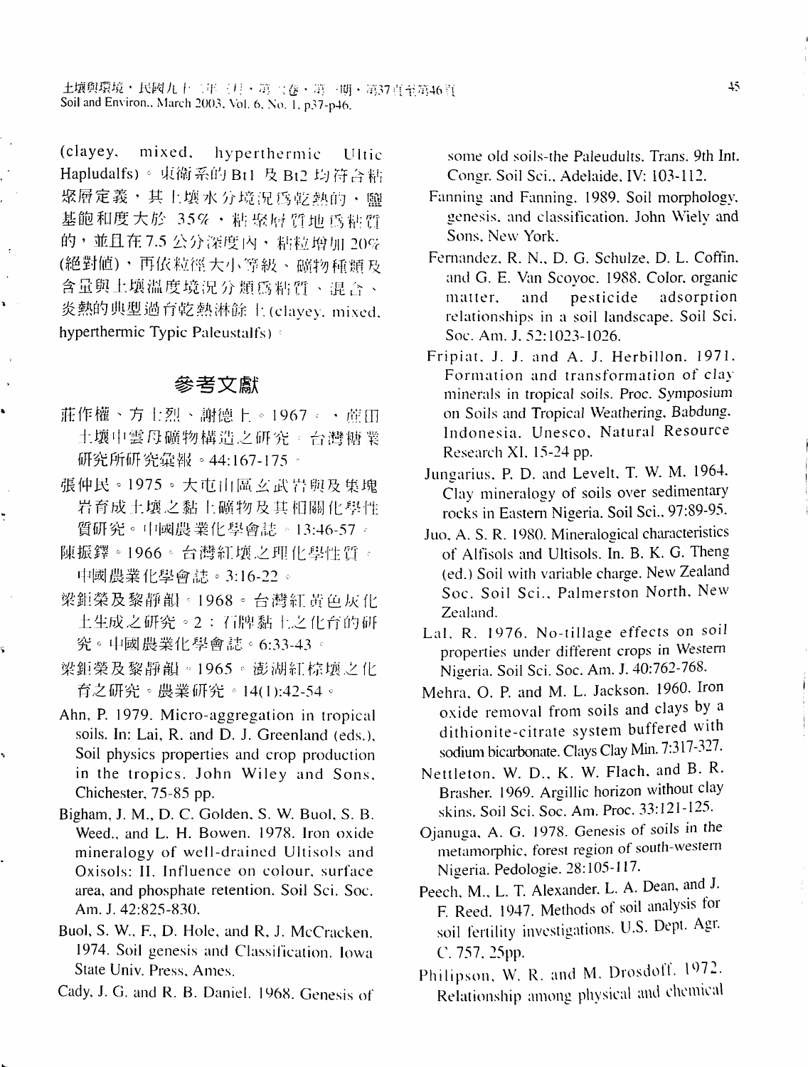(clayey, mixed, hyperthermic Ultic Hapludalfs)。東衛系的 Bt1 及 Bt2 均符合粘聚層定義，其土壤水分境況爲乾熱的，鹽基飽和度大於 35%，粘聚層質地爲粘質的，並且在7.5 公分深度內，粘粒增加 20%(絕對值)，再依粒徑大小等級、礦物種類及含量與土壤溫度境況分類爲粘質、混合、炎熱的典型過育乾熱淋餘土(clayey, mixed, hyperthermic Typic Paleustalfs)。

## 參考文獻

莊作權、方士烈、謝德上。1967。。蔗田土壤中雲母礦物構造之研究。台灣糖業研究所研究彙報。44:167-175。

張仲民。1975。大屯山區玄武岩與及集塊岩育成土壤之黏土礦物及其相關化學性質研究。中國農業化學會誌。13:46-57。

陳振鐸。1966。台灣紅壤之理化學性質。中國農業化學會誌。3:16-22。

梁鉅榮及黎靜韻。1968。台灣紅黃色灰化土生成之研究。2：石牌黏土之化育的研究。中國農業化學會誌。6:33-43。

梁鉅榮及黎靜韻。1965。澎湖紅棕壤之化育之研究。農業研究。14(1):42-54。

Ahn, P. 1979. Micro-aggregation in tropical soils. In: Lai, R. and D. J. Greenland (eds.), Soil physics properties and crop production in the tropics. John Wiley and Sons, Chichester, 75-85 pp.

Bigham, J. M., D. C. Golden, S. W. Buol, S. B. Weed., and L. H. Bowen. 1978. Iron oxide mineralogy of well-drained Ultisols and Oxisols: II. Influence on colour, surface area, and phosphate retention. Soil Sci. Soc. Am. J. 42:825-830.

Buol, S. W., F., D. Hole, and R, J. McCracken. 1974. Soil genesis and Classification. Iowa State Univ. Press, Ames.

Cady, J. G. and R. B. Daniel. 1968. Genesis of some old soils-the Paleudults. Trans. 9th Int. Congr. Soil Sci., Adelaide, IV: 103-112.

Fanning and Fanning. 1989. Soil morphology, genesis, and classification. John Wiely and Sons, New York.

Fernandez, R. N., D. G. Schulze, D. L. Coffin, and G. E. Van Scoyoc. 1988. Color, organic matter, and pesticide adsorption relationships in a soil landscape. Soil Sci. Soc. Am. J. 52:1023-1026.

Fripiat, J. J. and A. J. Herbillon. 1971. Formation and transformation of clay minerals in tropical soils. Proc. Symposium on Soils and Tropical Weathering, Babdung, Indonesia. Unesco, Natural Resource Research XI, 15-24 pp.

Jungarius, P. D. and Levelt, T. W. M. 1964. Clay mineralogy of soils over sedimentary rocks in Eastern Nigeria. Soil Sci., 97:89-95.

Juo, A. S. R. 1980. Mineralogical characteristics of Alfisols and Ultisols. In. B. K. G. Theng (ed.) Soil with variable charge. New Zealand Soc. Soil Sci., Palmerston North, New Zealand.

Lal, R. 1976. No-tillage effects on soil properties under different crops in Western Nigeria. Soil Sci. Soc. Am. J. 40:762-768.

Mehra, O. P. and M. L. Jackson. 1960. Iron oxide removal from soils and clays by a dithionite-citrate system buffered with sodium bicarbonate. Clays Clay Min. 7:317-327.

Nettleton, W. D., K. W. Flach, and B. R. Brasher. 1969. Argillic horizon without clay skins. Soil Sci. Soc. Am. Proc. 33:121-125.

Ojanuga, A. G. 1978. Genesis of soils in the metamorphic, forest region of south-western Nigeria. Pedologie. 28:105-117.

Peech, M., L. T. Alexander. L. A. Dean, and J. F. Reed. 1947. Methods of soil analysis for soil fertility investigations. U.S. Dept. Agr. C. 757, 25pp.

Philipson, W. R. and M. Drosdoff. 1972. Relationship among physical and chemical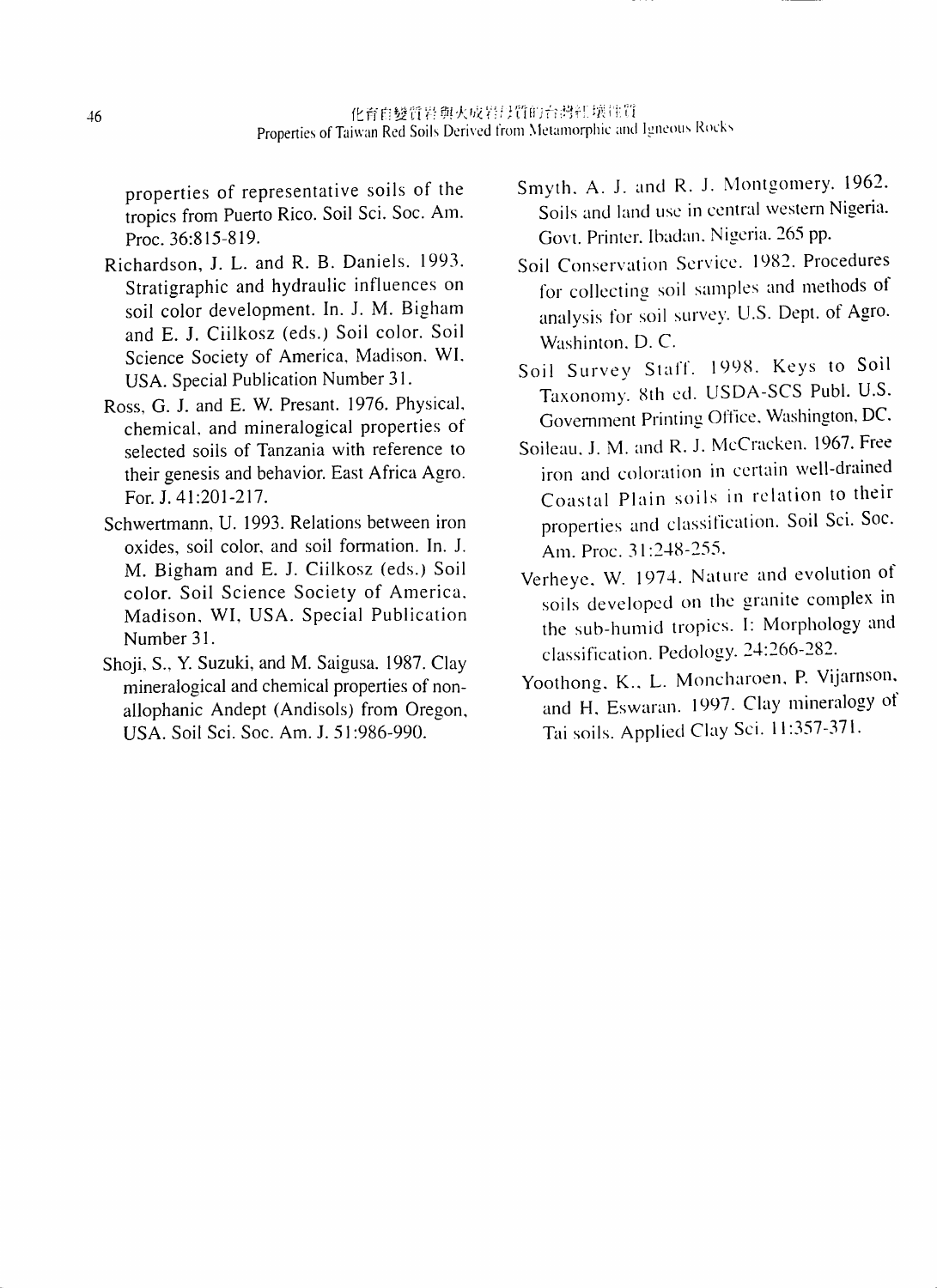properties of representative soils of the tropics from Puerto Rico. Soil Sci. Soc. Am. Proc. 36:815-819.

Richardson, J. L. and R. B. Daniels. 1993. Stratigraphic and hydraulic influences on soil color development. In. J. M. Bigham and E. J. Ciilkosz (eds.) Soil color. Soil Science Society of America, Madison, WI, USA. Special Publication Number 31.

Ross, G. J. and E. W. Presant. 1976. Physical, chemical, and mineralogical properties of selected soils of Tanzania with reference to their genesis and behavior. East Africa Agro. For. J. 41:201-217.

Schwertmann, U. 1993. Relations between iron oxides, soil color, and soil formation. In. J. M. Bigham and E. J. Ciilkosz (eds.) Soil color. Soil Science Society of America, Madison, WI, USA. Special Publication Number 31.

Shoji, S., Y. Suzuki, and M. Saigusa. 1987. Clay mineralogical and chemical properties of non-allophanic Andept (Andisols) from Oregon, USA. Soil Sci. Soc. Am. J. 51:986-990.

Smyth, A. J. and R. J. Montgomery. 1962. Soils and land use in central western Nigeria. Govt. Printer, Ibadan, Nigeria. 265 pp.

Soil Conservation Service. 1982. Procedures for collecting soil samples and methods of analysis for soil survey. U.S. Dept. of Agro. Washinton, D. C.

Soil Survey Staff. 1998. Keys to Soil Taxonomy. 8th ed. USDA-SCS Publ. U.S. Government Printing Office, Washington, DC.

Soileau, J. M. and R. J. McCracken. 1967. Free iron and coloration in certain well-drained Coastal Plain soils in relation to their properties and classification. Soil Sci. Soc. Am. Proc. 31:248-255.

Verheye, W. 1974. Nature and evolution of soils developed on the granite complex in the sub-humid tropics. I: Morphology and classification. Pedology. 24:266-282.

Yoothong, K., L. Moncharoen, P. Vijarnson, and H. Eswaran. 1997. Clay mineralogy of Tai soils. Applied Clay Sci. 11:357-371.